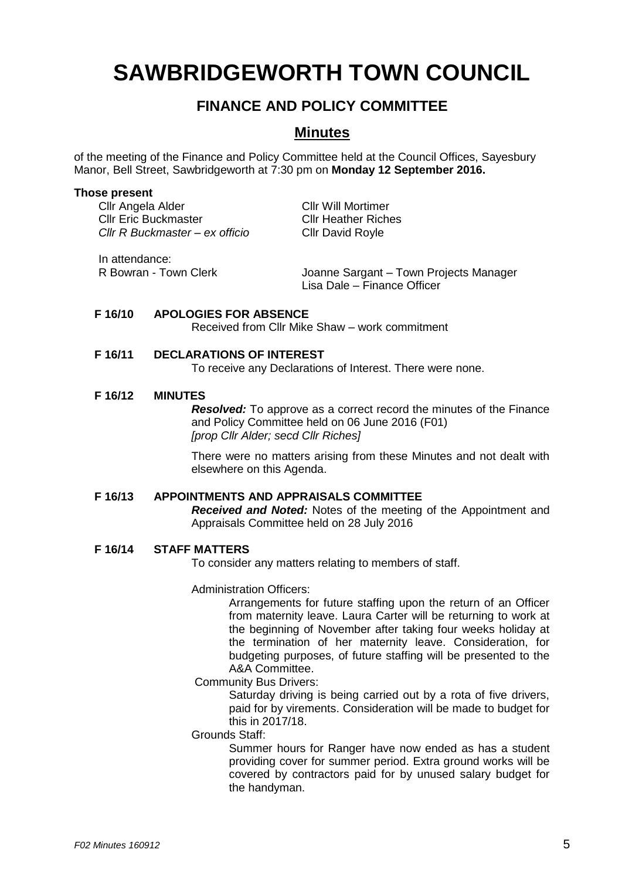# SAWBRIDGEWORTH TOWN COUNCIL

## FINANCE AND POLICY COMMITTEE

## Minutes

of the meeting of the Finance and Policy Committee held at the Council Offices, Sayesbury Manor, Bell Street, Sawbridgeworth at 7:30 pm on **Monday 12 September 2016.**

**Those present**

Cllr Angela Alder
Cllr Eric Buckmaster
*Cllr R Buckmaster – ex officio*
Cllr Will Mortimer
Cllr Heather Riches
Cllr David Royle

In attendance:

R Bowran - Town Clerk
Joanne Sargant – Town Projects Manager
Lisa Dale – Finance Officer

**F 16/10 APOLOGIES FOR ABSENCE**

Received from Cllr Mike Shaw – work commitment

**F 16/11 DECLARATIONS OF INTEREST**

To receive any Declarations of Interest. There were none.

**F 16/12 MINUTES**

***Resolved:*** To approve as a correct record the minutes of the Finance and Policy Committee held on 06 June 2016 (F01)
*[prop Cllr Alder; secd Cllr Riches]*

There were no matters arising from these Minutes and not dealt with elsewhere on this Agenda.

**F 16/13 APPOINTMENTS AND APPRAISALS COMMITTEE**

***Received and Noted:*** Notes of the meeting of the Appointment and Appraisals Committee held on 28 July 2016

**F 16/14 STAFF MATTERS**

To consider any matters relating to members of staff.

Administration Officers:

Arrangements for future staffing upon the return of an Officer from maternity leave. Laura Carter will be returning to work at the beginning of November after taking four weeks holiday at the termination of her maternity leave. Consideration, for budgeting purposes, of future staffing will be presented to the A&A Committee.

Community Bus Drivers:

Saturday driving is being carried out by a rota of five drivers, paid for by virements. Consideration will be made to budget for this in 2017/18.

Grounds Staff:

Summer hours for Ranger have now ended as has a student providing cover for summer period. Extra ground works will be covered by contractors paid for by unused salary budget for the handyman.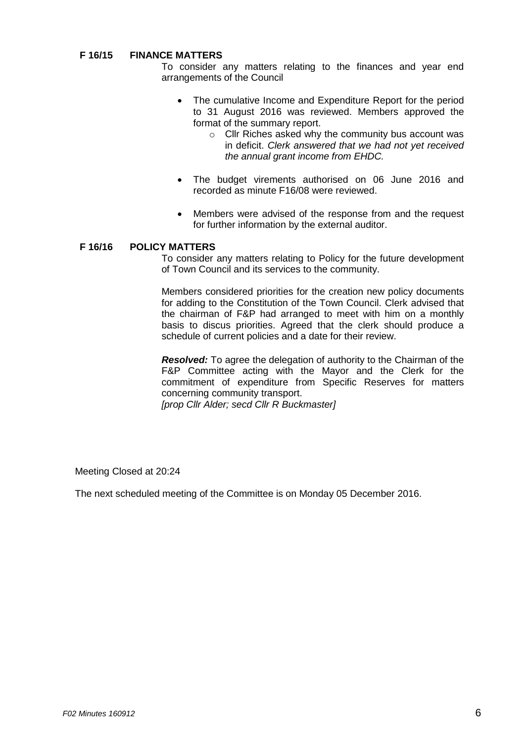**F 16/15 FINANCE MATTERS**

To consider any matters relating to the finances and year end arrangements of the Council

- The cumulative Income and Expenditure Report for the period to 31 August 2016 was reviewed. Members approved the format of the summary report.
    - Cllr Riches asked why the community bus account was in deficit. *Clerk answered that we had not yet received the annual grant income from EHDC.*
- The budget virements authorised on 06 June 2016 and recorded as minute F16/08 were reviewed.
- Members were advised of the response from and the request for further information by the external auditor.

**F 16/16 POLICY MATTERS**

To consider any matters relating to Policy for the future development of Town Council and its services to the community.

Members considered priorities for the creation new policy documents for adding to the Constitution of the Town Council. Clerk advised that the chairman of F&P had arranged to meet with him on a monthly basis to discus priorities. Agreed that the clerk should produce a schedule of current policies and a date for their review.

***Resolved:*** To agree the delegation of authority to the Chairman of the F&P Committee acting with the Mayor and the Clerk for the commitment of expenditure from Specific Reserves for matters concerning community transport.
*[prop Cllr Alder; secd Cllr R Buckmaster]*

Meeting Closed at 20:24

The next scheduled meeting of the Committee is on Monday 05 December 2016.